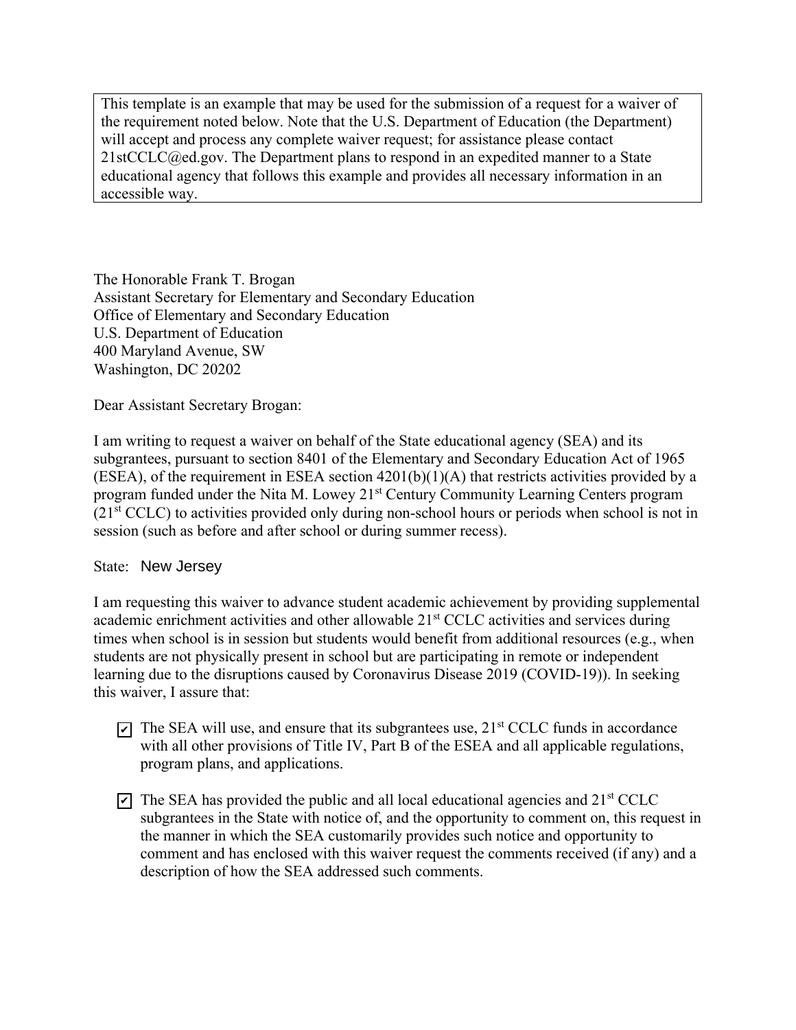> This template is an example that may be used for the submission of a request for a waiver of the requirement noted below. Note that the U.S. Department of Education (the Department) will accept and process any complete waiver request; for assistance please contact 21stCCLC@ed.gov. The Department plans to respond in an expedited manner to a State educational agency that follows this example and provides all necessary information in an accessible way.

The Honorable Frank T. Brogan
Assistant Secretary for Elementary and Secondary Education
Office of Elementary and Secondary Education
U.S. Department of Education
400 Maryland Avenue, SW
Washington, DC 20202

Dear Assistant Secretary Brogan:

I am writing to request a waiver on behalf of the State educational agency (SEA) and its subgrantees, pursuant to section 8401 of the Elementary and Secondary Education Act of 1965 (ESEA), of the requirement in ESEA section 4201(b)(1)(A) that restricts activities provided by a program funded under the Nita M. Lowey 21st Century Community Learning Centers program (21st CCLC) to activities provided only during non-school hours or periods when school is not in session (such as before and after school or during summer recess).

State: New Jersey

I am requesting this waiver to advance student academic achievement by providing supplemental academic enrichment activities and other allowable 21st CCLC activities and services during times when school is in session but students would benefit from additional resources (e.g., when students are not physically present in school but are participating in remote or independent learning due to the disruptions caused by Coronavirus Disease 2019 (COVID-19)). In seeking this waiver, I assure that:

- ☑ The SEA will use, and ensure that its subgrantees use, 21st CCLC funds in accordance with all other provisions of Title IV, Part B of the ESEA and all applicable regulations, program plans, and applications.

- ☑ The SEA has provided the public and all local educational agencies and 21st CCLC subgrantees in the State with notice of, and the opportunity to comment on, this request in the manner in which the SEA customarily provides such notice and opportunity to comment and has enclosed with this waiver request the comments received (if any) and a description of how the SEA addressed such comments.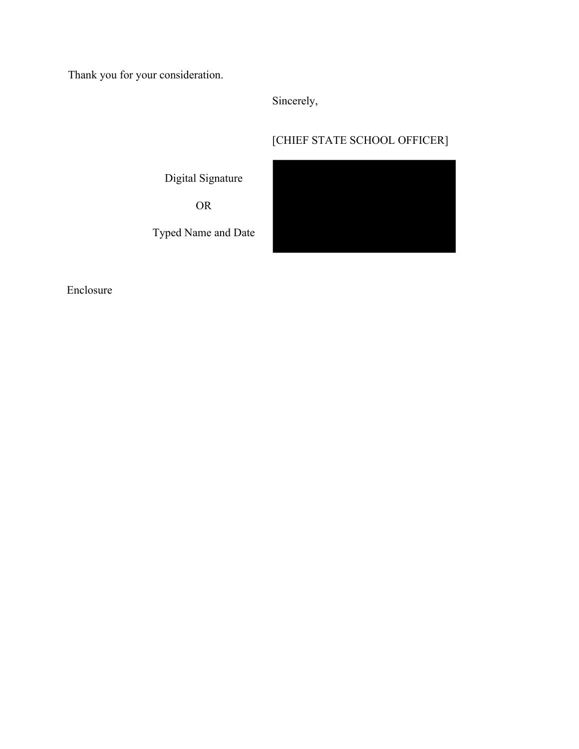Thank you for your consideration.

Sincerely,

[CHIEF STATE SCHOOL OFFICER]

Digital Signature

OR

Typed Name and Date

Enclosure